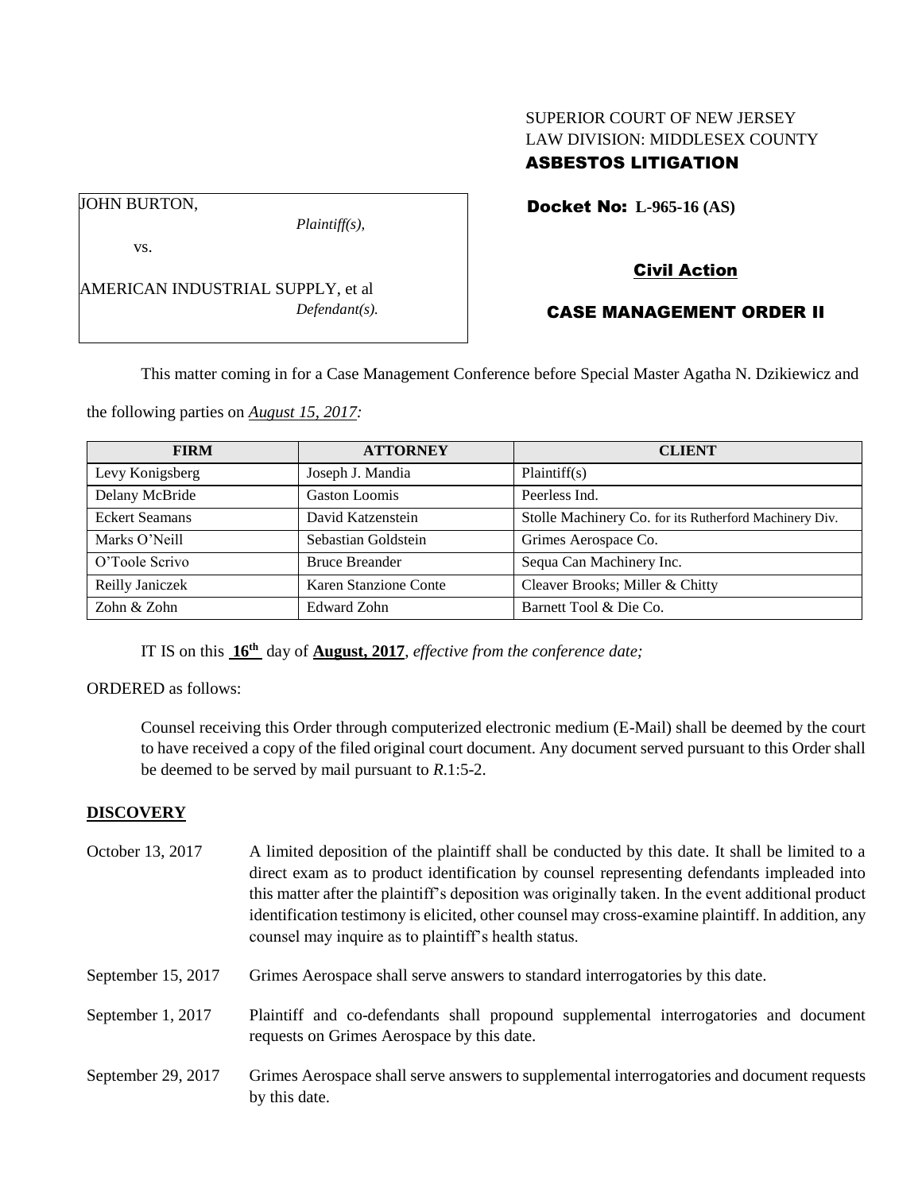SUPERIOR COURT OF NEW JERSEY
LAW DIVISION: MIDDLESEX COUNTY
**ASBESTOS LITIGATION**

JOHN BURTON,
*Plaintiff(s),*

vs.

AMERICAN INDUSTRIAL SUPPLY, et al
*Defendant(s).*

**Docket No: L-965-16 (AS)**

**Civil Action**

**CASE MANAGEMENT ORDER II**

This matter coming in for a Case Management Conference before Special Master Agatha N. Dzikiewicz and the following parties on *August 15, 2017:*

| FIRM | ATTORNEY | CLIENT |
|---|---|---|
| Levy Konigsberg | Joseph J. Mandia | Plaintiff(s) |
| Delany McBride | Gaston Loomis | Peerless Ind. |
| Eckert Seamans | David Katzenstein | Stolle Machinery Co. for its Rutherford Machinery Div. |
| Marks O'Neill | Sebastian Goldstein | Grimes Aerospace Co. |
| O'Toole Scrivo | Bruce Breander | Sequa Can Machinery Inc. |
| Reilly Janiczek | Karen Stanzione Conte | Cleaver Brooks; Miller & Chitty |
| Zohn & Zohn | Edward Zohn | Barnett Tool & Die Co. |

IT IS on this **16th** day of **August, 2017**, *effective from the conference date;*

ORDERED as follows:

Counsel receiving this Order through computerized electronic medium (E-Mail) shall be deemed by the court to have received a copy of the filed original court document. Any document served pursuant to this Order shall be deemed to be served by mail pursuant to *R*.1:5-2.

## DISCOVERY

October 13, 2017 — A limited deposition of the plaintiff shall be conducted by this date. It shall be limited to a direct exam as to product identification by counsel representing defendants impleaded into this matter after the plaintiff's deposition was originally taken. In the event additional product identification testimony is elicited, other counsel may cross-examine plaintiff. In addition, any counsel may inquire as to plaintiff's health status.

September 15, 2017 — Grimes Aerospace shall serve answers to standard interrogatories by this date.

September 1, 2017 — Plaintiff and co-defendants shall propound supplemental interrogatories and document requests on Grimes Aerospace by this date.

September 29, 2017 — Grimes Aerospace shall serve answers to supplemental interrogatories and document requests by this date.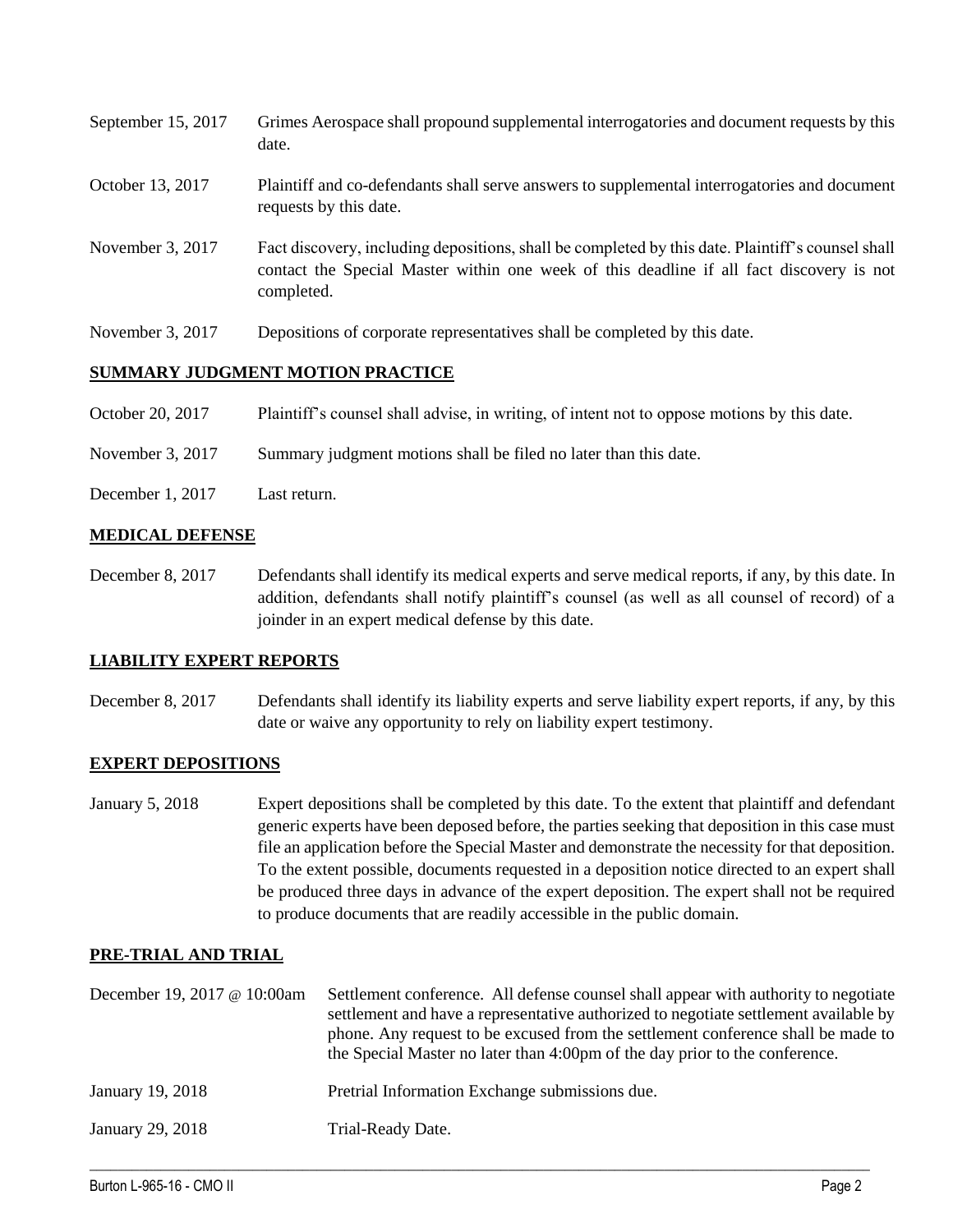September 15, 2017 Grimes Aerospace shall propound supplemental interrogatories and document requests by this date.

October 13, 2017 Plaintiff and co-defendants shall serve answers to supplemental interrogatories and document requests by this date.

November 3, 2017 Fact discovery, including depositions, shall be completed by this date. Plaintiff's counsel shall contact the Special Master within one week of this deadline if all fact discovery is not completed.

November 3, 2017 Depositions of corporate representatives shall be completed by this date.

## SUMMARY JUDGMENT MOTION PRACTICE

October 20, 2017 Plaintiff's counsel shall advise, in writing, of intent not to oppose motions by this date.

November 3, 2017 Summary judgment motions shall be filed no later than this date.

December 1, 2017 Last return.

## MEDICAL DEFENSE

December 8, 2017 Defendants shall identify its medical experts and serve medical reports, if any, by this date. In addition, defendants shall notify plaintiff's counsel (as well as all counsel of record) of a joinder in an expert medical defense by this date.

## LIABILITY EXPERT REPORTS

December 8, 2017 Defendants shall identify its liability experts and serve liability expert reports, if any, by this date or waive any opportunity to rely on liability expert testimony.

## EXPERT DEPOSITIONS

January 5, 2018 Expert depositions shall be completed by this date. To the extent that plaintiff and defendant generic experts have been deposed before, the parties seeking that deposition in this case must file an application before the Special Master and demonstrate the necessity for that deposition. To the extent possible, documents requested in a deposition notice directed to an expert shall be produced three days in advance of the expert deposition. The expert shall not be required to produce documents that are readily accessible in the public domain.

## PRE-TRIAL AND TRIAL

December 19, 2017 @ 10:00am Settlement conference. All defense counsel shall appear with authority to negotiate settlement and have a representative authorized to negotiate settlement available by phone. Any request to be excused from the settlement conference shall be made to the Special Master no later than 4:00pm of the day prior to the conference.

January 19, 2018 Pretrial Information Exchange submissions due.

January 29, 2018 Trial-Ready Date.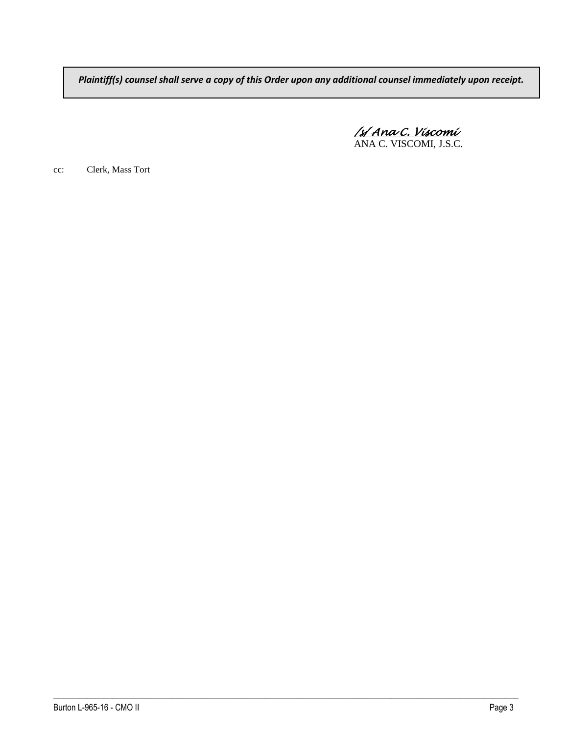***Plaintiff(s) counsel shall serve a copy of this Order upon any additional counsel immediately upon receipt.***

*/s/ Ana C. Viscomi*
ANA C. VISCOMI, J.S.C.

cc: Clerk, Mass Tort